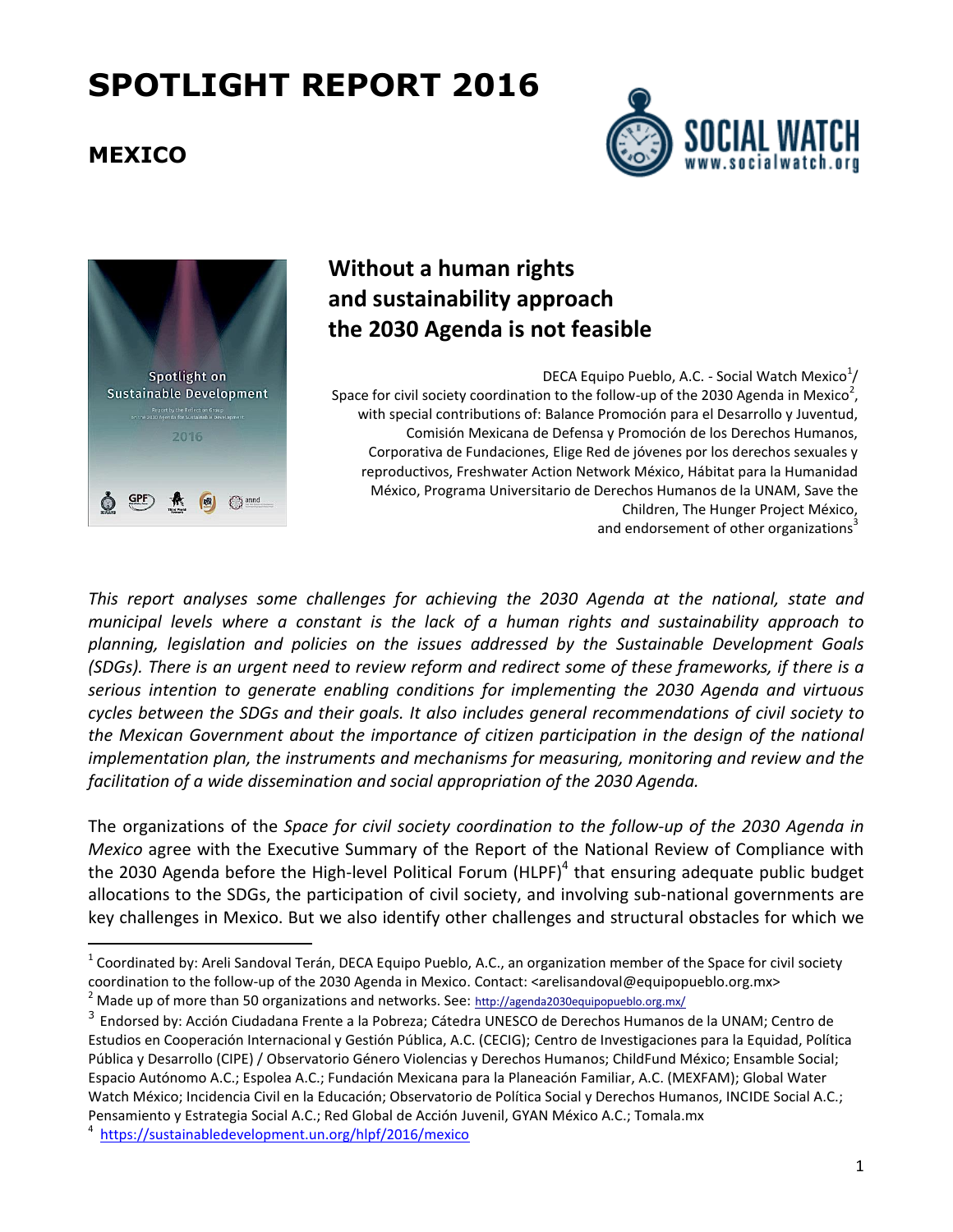# SPOTLIGHT REPORT 2016

## MEXICO

## Without a human rights and sustainability approach the 2030 Agenda is not feasible

DECA Equipo Pueblo, A.C. - Social Watch Mexico[1]/
Space for civil society coordination to the follow-up of the 2030 Agenda in Mexico[2],
with special contributions of: Balance Promoción para el Desarrollo y Juventud, Comisión Mexicana de Defensa y Promoción de los Derechos Humanos, Corporativa de Fundaciones, Elige Red de jóvenes por los derechos sexuales y reproductivos, Freshwater Action Network México, Hábitat para la Humanidad México, Programa Universitario de Derechos Humanos de la UNAM, Save the Children, The Hunger Project México,
and endorsement of other organizations[3]

*This report analyses some challenges for achieving the 2030 Agenda at the national, state and municipal levels where a constant is the lack of a human rights and sustainability approach to planning, legislation and policies on the issues addressed by the Sustainable Development Goals (SDGs). There is an urgent need to review reform and redirect some of these frameworks, if there is a serious intention to generate enabling conditions for implementing the 2030 Agenda and virtuous cycles between the SDGs and their goals. It also includes general recommendations of civil society to the Mexican Government about the importance of citizen participation in the design of the national implementation plan, the instruments and mechanisms for measuring, monitoring and review and the facilitation of a wide dissemination and social appropriation of the 2030 Agenda.*

The organizations of the *Space for civil society coordination to the follow-up of the 2030 Agenda in Mexico* agree with the Executive Summary of the Report of the National Review of Compliance with the 2030 Agenda before the High-level Political Forum (HLPF)[4] that ensuring adequate public budget allocations to the SDGs, the participation of civil society, and involving sub-national governments are key challenges in Mexico. But we also identify other challenges and structural obstacles for which we

---

[1] Coordinated by: Areli Sandoval Terán, DECA Equipo Pueblo, A.C., an organization member of the Space for civil society coordination to the follow-up of the 2030 Agenda in Mexico. Contact: <arelisandoval@equipopueblo.org.mx>

[2] Made up of more than 50 organizations and networks. See: http://agenda2030equipopueblo.org.mx/

[3] Endorsed by: Acción Ciudadana Frente a la Pobreza; Cátedra UNESCO de Derechos Humanos de la UNAM; Centro de Estudios en Cooperación Internacional y Gestión Pública, A.C. (CECIG); Centro de Investigaciones para la Equidad, Política Pública y Desarrollo (CIPE) / Observatorio Género Violencias y Derechos Humanos; ChildFund México; Ensamble Social; Espacio Autónomo A.C.; Espolea A.C.; Fundación Mexicana para la Planeación Familiar, A.C. (MEXFAM); Global Water Watch México; Incidencia Civil en la Educación; Observatorio de Política Social y Derechos Humanos, INCIDE Social A.C.; Pensamiento y Estrategia Social A.C.; Red Global de Acción Juvenil, GYAN México A.C.; Tomala.mx

[4] https://sustainabledevelopment.un.org/hlpf/2016/mexico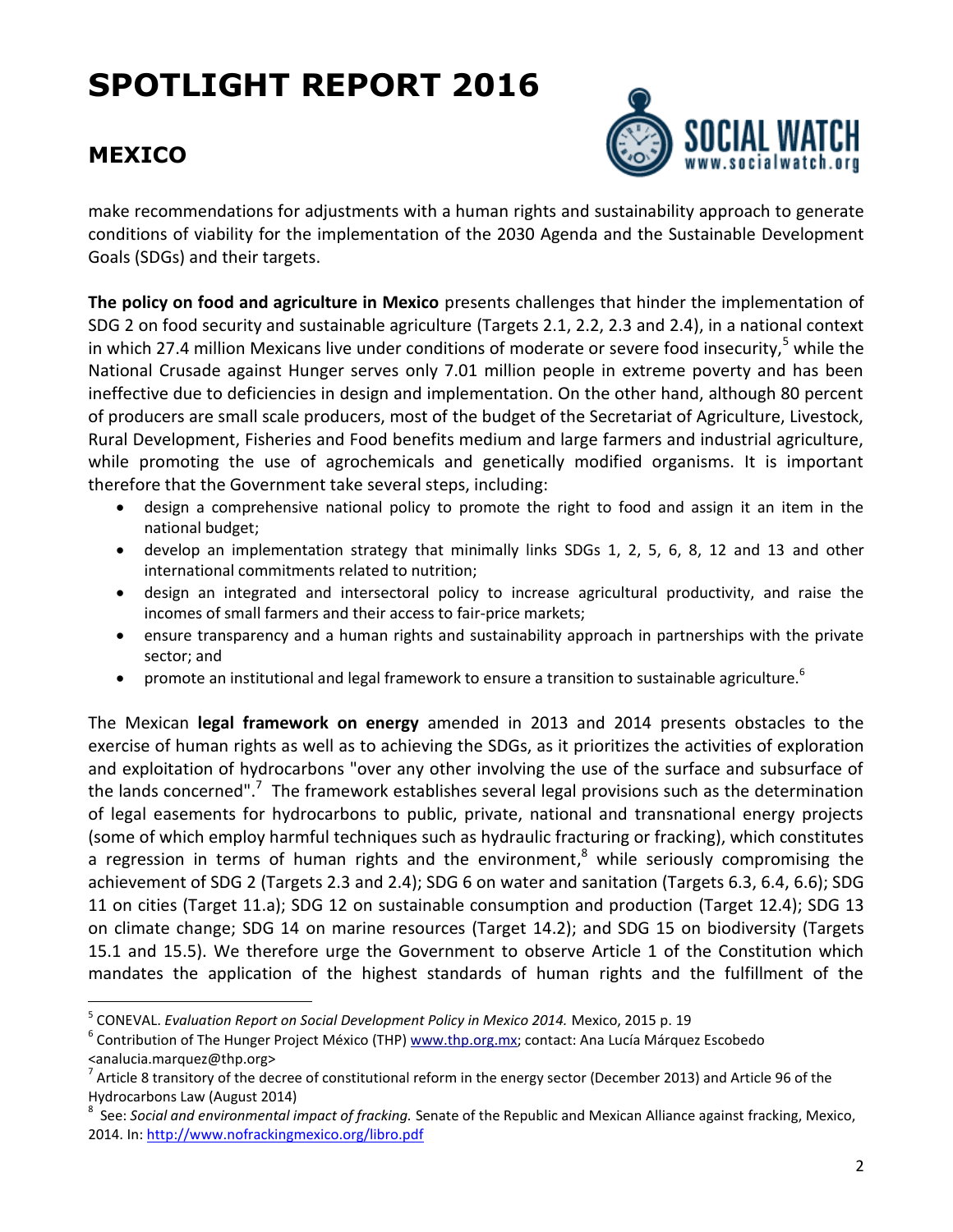make recommendations for adjustments with a human rights and sustainability approach to generate conditions of viability for the implementation of the 2030 Agenda and the Sustainable Development Goals (SDGs) and their targets.

**The policy on food and agriculture in Mexico** presents challenges that hinder the implementation of SDG 2 on food security and sustainable agriculture (Targets 2.1, 2.2, 2.3 and 2.4), in a national context in which 27.4 million Mexicans live under conditions of moderate or severe food insecurity,[5] while the National Crusade against Hunger serves only 7.01 million people in extreme poverty and has been ineffective due to deficiencies in design and implementation. On the other hand, although 80 percent of producers are small scale producers, most of the budget of the Secretariat of Agriculture, Livestock, Rural Development, Fisheries and Food benefits medium and large farmers and industrial agriculture, while promoting the use of agrochemicals and genetically modified organisms. It is important therefore that the Government take several steps, including:

- design a comprehensive national policy to promote the right to food and assign it an item in the national budget;
- develop an implementation strategy that minimally links SDGs 1, 2, 5, 6, 8, 12 and 13 and other international commitments related to nutrition;
- design an integrated and intersectoral policy to increase agricultural productivity, and raise the incomes of small farmers and their access to fair-price markets;
- ensure transparency and a human rights and sustainability approach in partnerships with the private sector; and
- promote an institutional and legal framework to ensure a transition to sustainable agriculture.[6]

The Mexican **legal framework on energy** amended in 2013 and 2014 presents obstacles to the exercise of human rights as well as to achieving the SDGs, as it prioritizes the activities of exploration and exploitation of hydrocarbons "over any other involving the use of the surface and subsurface of the lands concerned".[7] The framework establishes several legal provisions such as the determination of legal easements for hydrocarbons to public, private, national and transnational energy projects (some of which employ harmful techniques such as hydraulic fracturing or fracking), which constitutes a regression in terms of human rights and the environment,[8] while seriously compromising the achievement of SDG 2 (Targets 2.3 and 2.4); SDG 6 on water and sanitation (Targets 6.3, 6.4, 6.6); SDG 11 on cities (Target 11.a); SDG 12 on sustainable consumption and production (Target 12.4); SDG 13 on climate change; SDG 14 on marine resources (Target 14.2); and SDG 15 on biodiversity (Targets 15.1 and 15.5). We therefore urge the Government to observe Article 1 of the Constitution which mandates the application of the highest standards of human rights and the fulfillment of the

---

[5] CONEVAL. *Evaluation Report on Social Development Policy in Mexico 2014.* Mexico, 2015 p. 19

[6] Contribution of The Hunger Project México (THP) www.thp.org.mx; contact: Ana Lucía Márquez Escobedo <analucia.marquez@thp.org>

[7] Article 8 transitory of the decree of constitutional reform in the energy sector (December 2013) and Article 96 of the Hydrocarbons Law (August 2014)

[8] See: *Social and environmental impact of fracking.* Senate of the Republic and Mexican Alliance against fracking, Mexico, 2014. In: http://www.nofrackingmexico.org/libro.pdf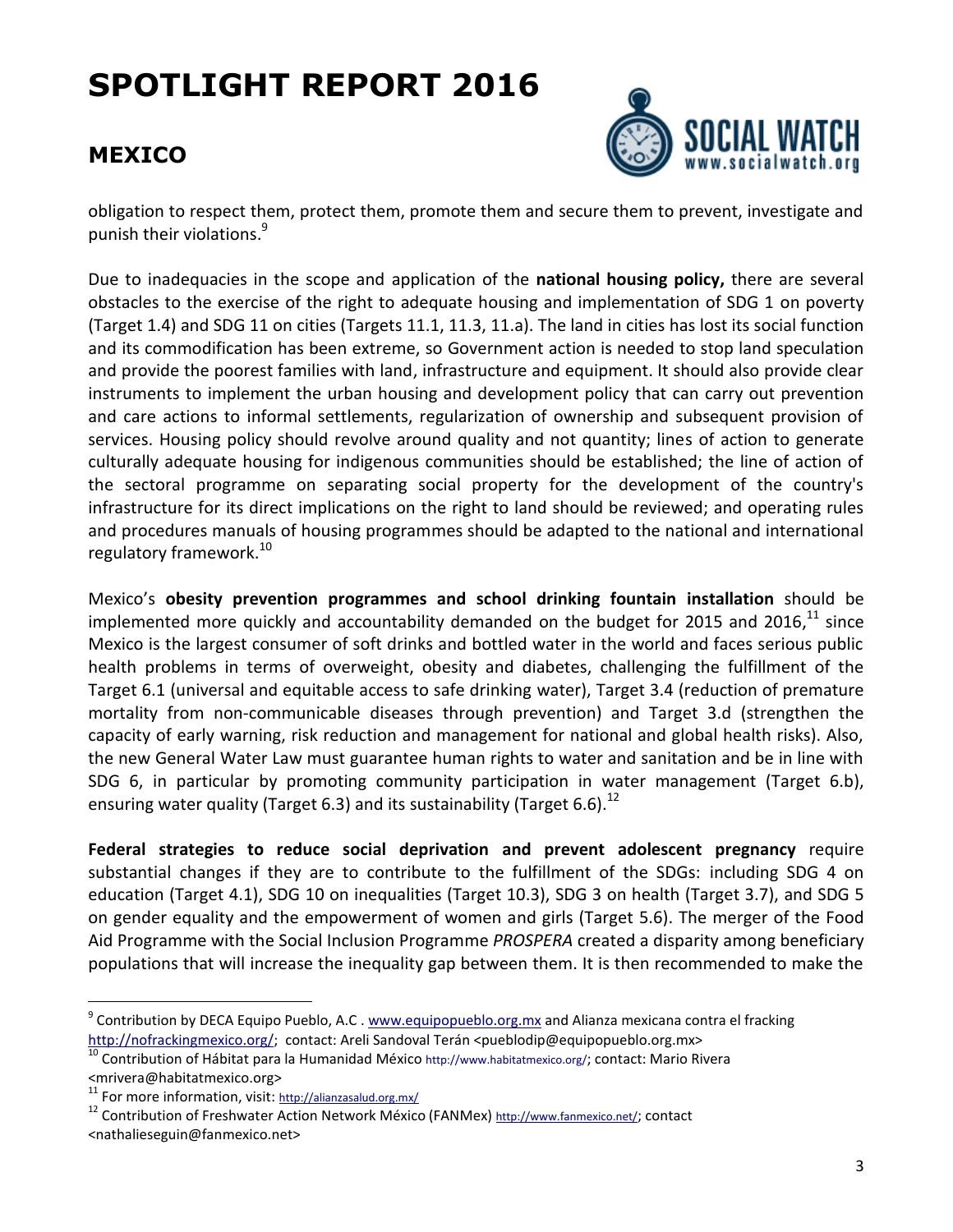obligation to respect them, protect them, promote them and secure them to prevent, investigate and punish their violations.[9]

Due to inadequacies in the scope and application of the **national housing policy,** there are several obstacles to the exercise of the right to adequate housing and implementation of SDG 1 on poverty (Target 1.4) and SDG 11 on cities (Targets 11.1, 11.3, 11.a). The land in cities has lost its social function and its commodification has been extreme, so Government action is needed to stop land speculation and provide the poorest families with land, infrastructure and equipment. It should also provide clear instruments to implement the urban housing and development policy that can carry out prevention and care actions to informal settlements, regularization of ownership and subsequent provision of services. Housing policy should revolve around quality and not quantity; lines of action to generate culturally adequate housing for indigenous communities should be established; the line of action of the sectoral programme on separating social property for the development of the country's infrastructure for its direct implications on the right to land should be reviewed; and operating rules and procedures manuals of housing programmes should be adapted to the national and international regulatory framework.[10]

Mexico's **obesity prevention programmes and school drinking fountain installation** should be implemented more quickly and accountability demanded on the budget for 2015 and 2016,[11] since Mexico is the largest consumer of soft drinks and bottled water in the world and faces serious public health problems in terms of overweight, obesity and diabetes, challenging the fulfillment of the Target 6.1 (universal and equitable access to safe drinking water), Target 3.4 (reduction of premature mortality from non-communicable diseases through prevention) and Target 3.d (strengthen the capacity of early warning, risk reduction and management for national and global health risks). Also, the new General Water Law must guarantee human rights to water and sanitation and be in line with SDG 6, in particular by promoting community participation in water management (Target 6.b), ensuring water quality (Target 6.3) and its sustainability (Target 6.6).[12]

**Federal strategies to reduce social deprivation and prevent adolescent pregnancy** require substantial changes if they are to contribute to the fulfillment of the SDGs: including SDG 4 on education (Target 4.1), SDG 10 on inequalities (Target 10.3), SDG 3 on health (Target 3.7), and SDG 5 on gender equality and the empowerment of women and girls (Target 5.6). The merger of the Food Aid Programme with the Social Inclusion Programme *PROSPERA* created a disparity among beneficiary populations that will increase the inequality gap between them. It is then recommended to make the

---

[9] Contribution by DECA Equipo Pueblo, A.C . www.equipopueblo.org.mx and Alianza mexicana contra el fracking http://nofrackingmexico.org/; contact: Areli Sandoval Terán <pueblodip@equipopueblo.org.mx>

[10] Contribution of Hábitat para la Humanidad México http://www.habitatmexico.org/; contact: Mario Rivera <mrivera@habitatmexico.org>

[11] For more information, visit: http://alianzasalud.org.mx/

[12] Contribution of Freshwater Action Network México (FANMex) http://www.fanmexico.net/; contact <nathalieseguin@fanmexico.net>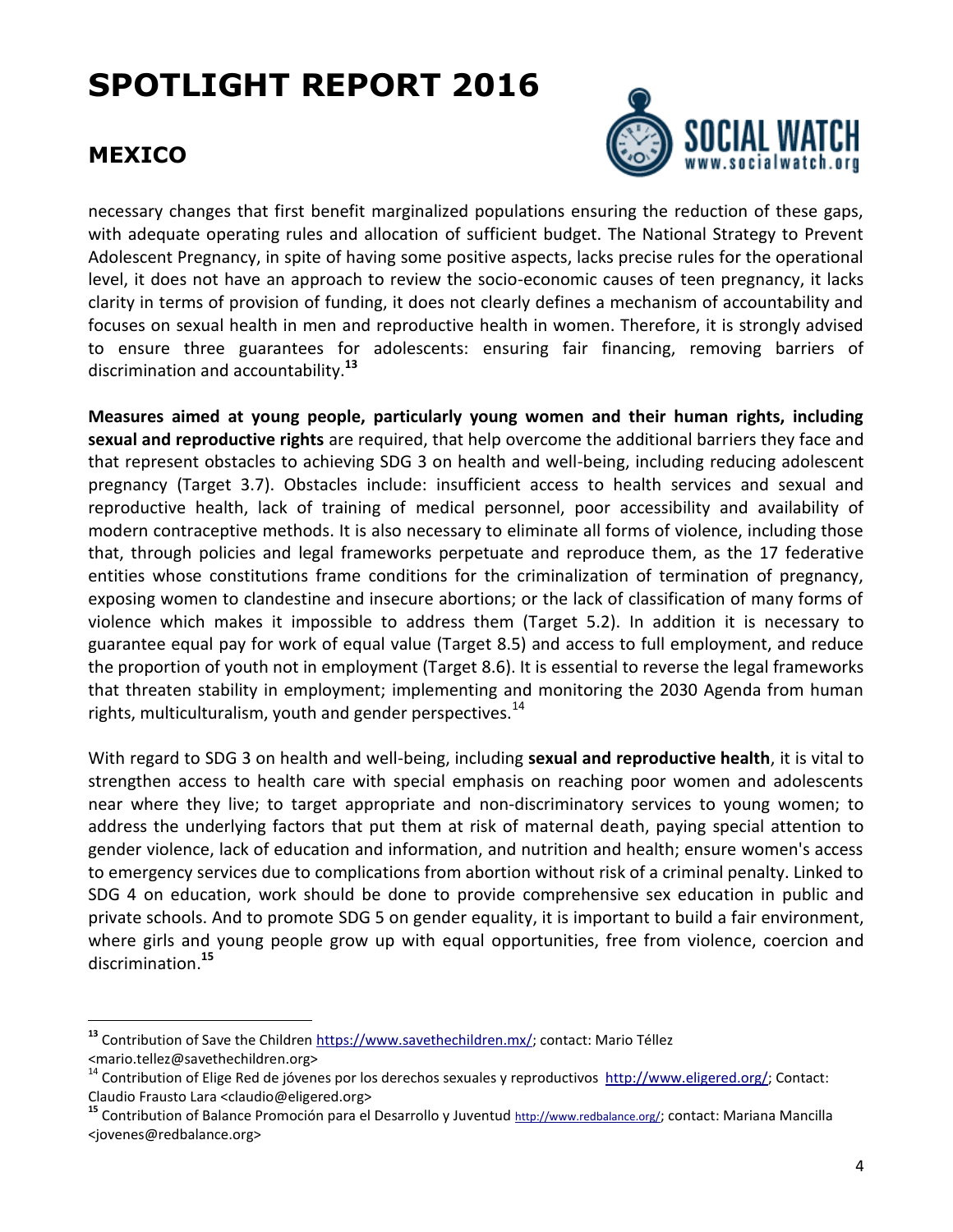necessary changes that first benefit marginalized populations ensuring the reduction of these gaps, with adequate operating rules and allocation of sufficient budget. The National Strategy to Prevent Adolescent Pregnancy, in spite of having some positive aspects, lacks precise rules for the operational level, it does not have an approach to review the socio-economic causes of teen pregnancy, it lacks clarity in terms of provision of funding, it does not clearly defines a mechanism of accountability and focuses on sexual health in men and reproductive health in women. Therefore, it is strongly advised to ensure three guarantees for adolescents: ensuring fair financing, removing barriers of discrimination and accountability.[13]

**Measures aimed at young people, particularly young women and their human rights, including sexual and reproductive rights** are required, that help overcome the additional barriers they face and that represent obstacles to achieving SDG 3 on health and well-being, including reducing adolescent pregnancy (Target 3.7). Obstacles include: insufficient access to health services and sexual and reproductive health, lack of training of medical personnel, poor accessibility and availability of modern contraceptive methods. It is also necessary to eliminate all forms of violence, including those that, through policies and legal frameworks perpetuate and reproduce them, as the 17 federative entities whose constitutions frame conditions for the criminalization of termination of pregnancy, exposing women to clandestine and insecure abortions; or the lack of classification of many forms of violence which makes it impossible to address them (Target 5.2). In addition it is necessary to guarantee equal pay for work of equal value (Target 8.5) and access to full employment, and reduce the proportion of youth not in employment (Target 8.6). It is essential to reverse the legal frameworks that threaten stability in employment; implementing and monitoring the 2030 Agenda from human rights, multiculturalism, youth and gender perspectives.[14]

With regard to SDG 3 on health and well-being, including **sexual and reproductive health**, it is vital to strengthen access to health care with special emphasis on reaching poor women and adolescents near where they live; to target appropriate and non-discriminatory services to young women; to address the underlying factors that put them at risk of maternal death, paying special attention to gender violence, lack of education and information, and nutrition and health; ensure women's access to emergency services due to complications from abortion without risk of a criminal penalty. Linked to SDG 4 on education, work should be done to provide comprehensive sex education in public and private schools. And to promote SDG 5 on gender equality, it is important to build a fair environment, where girls and young people grow up with equal opportunities, free from violence, coercion and discrimination.[15]

---

[13] Contribution of Save the Children https://www.savethechildren.mx/; contact: Mario Téllez <mario.tellez@savethechildren.org>

[14] Contribution of Elige Red de jóvenes por los derechos sexuales y reproductivos http://www.eligered.org/; Contact: Claudio Frausto Lara <claudio@eligered.org>

[15] Contribution of Balance Promoción para el Desarrollo y Juventud http://www.redbalance.org/; contact: Mariana Mancilla <jovenes@redbalance.org>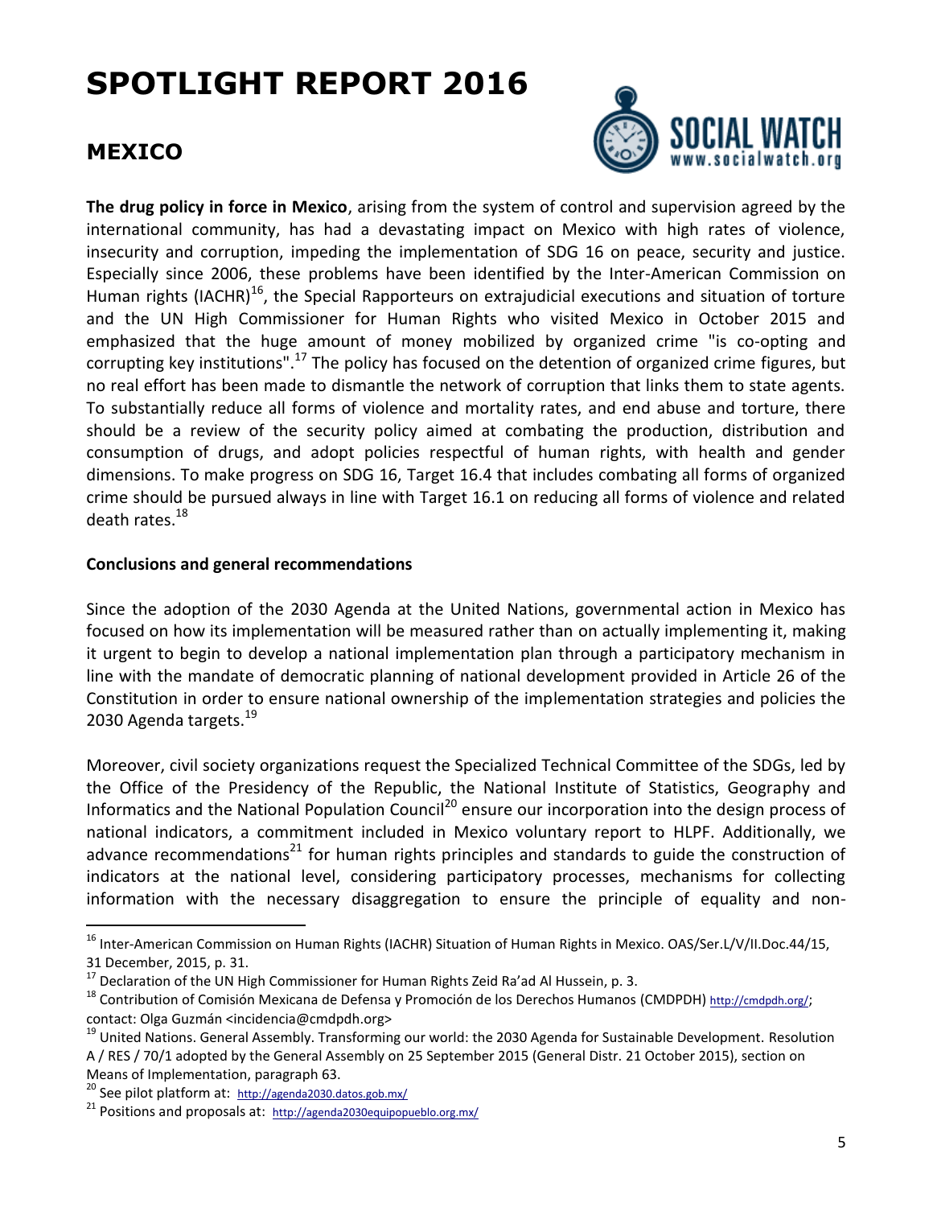# SPOTLIGHT REPORT 2016

## MEXICO

**The drug policy in force in Mexico**, arising from the system of control and supervision agreed by the international community, has had a devastating impact on Mexico with high rates of violence, insecurity and corruption, impeding the implementation of SDG 16 on peace, security and justice. Especially since 2006, these problems have been identified by the Inter-American Commission on Human rights (IACHR)[16], the Special Rapporteurs on extrajudicial executions and situation of torture and the UN High Commissioner for Human Rights who visited Mexico in October 2015 and emphasized that the huge amount of money mobilized by organized crime "is co-opting and corrupting key institutions".[17] The policy has focused on the detention of organized crime figures, but no real effort has been made to dismantle the network of corruption that links them to state agents. To substantially reduce all forms of violence and mortality rates, and end abuse and torture, there should be a review of the security policy aimed at combating the production, distribution and consumption of drugs, and adopt policies respectful of human rights, with health and gender dimensions. To make progress on SDG 16, Target 16.4 that includes combating all forms of organized crime should be pursued always in line with Target 16.1 on reducing all forms of violence and related death rates.[18]

**Conclusions and general recommendations**

Since the adoption of the 2030 Agenda at the United Nations, governmental action in Mexico has focused on how its implementation will be measured rather than on actually implementing it, making it urgent to begin to develop a national implementation plan through a participatory mechanism in line with the mandate of democratic planning of national development provided in Article 26 of the Constitution in order to ensure national ownership of the implementation strategies and policies the 2030 Agenda targets.[19]

Moreover, civil society organizations request the Specialized Technical Committee of the SDGs, led by the Office of the Presidency of the Republic, the National Institute of Statistics, Geography and Informatics and the National Population Council[20] ensure our incorporation into the design process of national indicators, a commitment included in Mexico voluntary report to HLPF. Additionally, we advance recommendations[21] for human rights principles and standards to guide the construction of indicators at the national level, considering participatory processes, mechanisms for collecting information with the necessary disaggregation to ensure the principle of equality and non-

---

[16] Inter-American Commission on Human Rights (IACHR) Situation of Human Rights in Mexico. OAS/Ser.L/V/II.Doc.44/15, 31 December, 2015, p. 31.

[17] Declaration of the UN High Commissioner for Human Rights Zeid Ra'ad Al Hussein, p. 3.

[18] Contribution of Comisión Mexicana de Defensa y Promoción de los Derechos Humanos (CMDPDH) http://cmdpdh.org/; contact: Olga Guzmán <incidencia@cmdpdh.org>

[19] United Nations. General Assembly. Transforming our world: the 2030 Agenda for Sustainable Development. Resolution A / RES / 70/1 adopted by the General Assembly on 25 September 2015 (General Distr. 21 October 2015), section on Means of Implementation, paragraph 63.

[20] See pilot platform at: http://agenda2030.datos.gob.mx/

[21] Positions and proposals at: http://agenda2030equipopueblo.org.mx/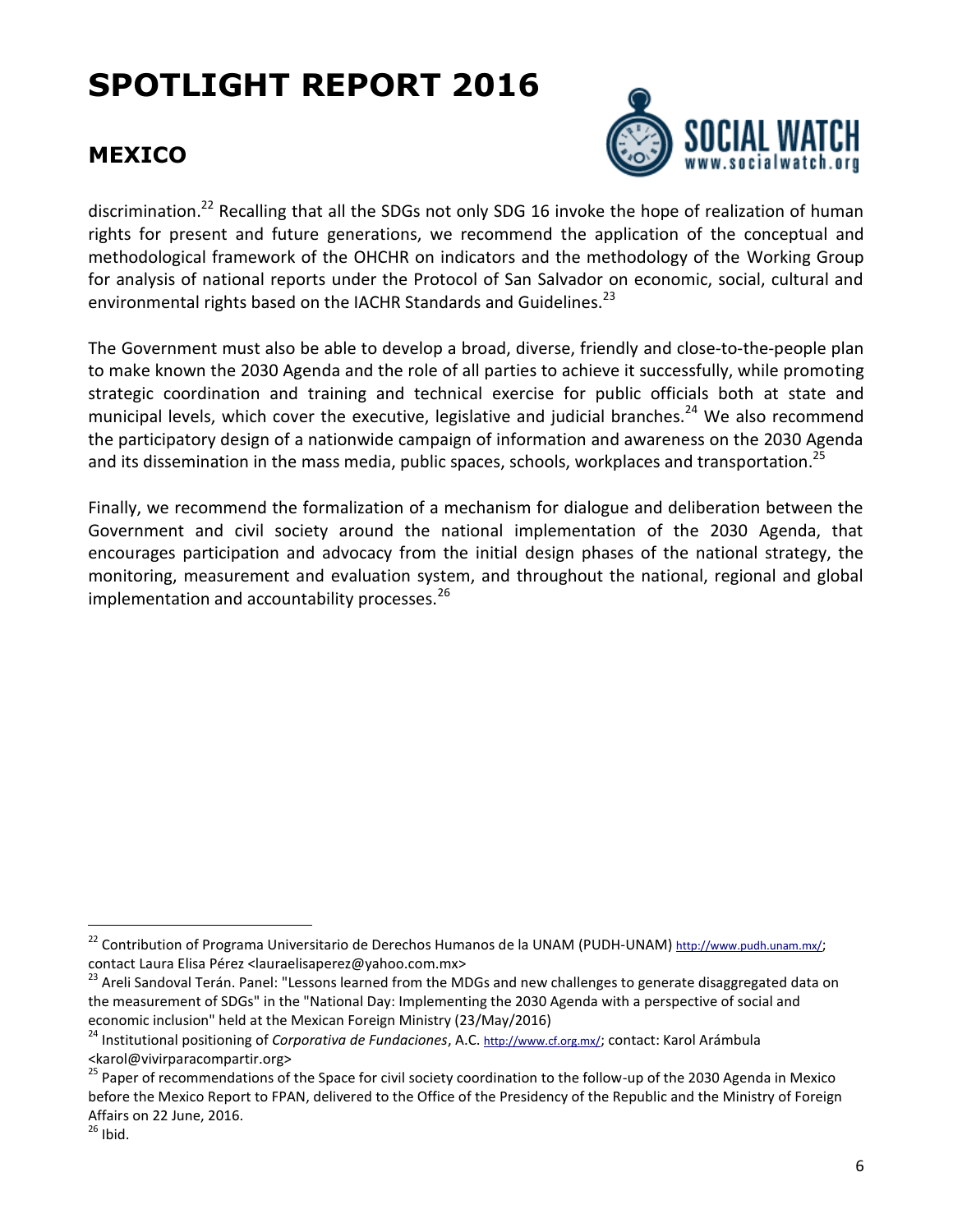discrimination.[22] Recalling that all the SDGs not only SDG 16 invoke the hope of realization of human rights for present and future generations, we recommend the application of the conceptual and methodological framework of the OHCHR on indicators and the methodology of the Working Group for analysis of national reports under the Protocol of San Salvador on economic, social, cultural and environmental rights based on the IACHR Standards and Guidelines.[23]

The Government must also be able to develop a broad, diverse, friendly and close-to-the-people plan to make known the 2030 Agenda and the role of all parties to achieve it successfully, while promoting strategic coordination and training and technical exercise for public officials both at state and municipal levels, which cover the executive, legislative and judicial branches.[24] We also recommend the participatory design of a nationwide campaign of information and awareness on the 2030 Agenda and its dissemination in the mass media, public spaces, schools, workplaces and transportation.[25]

Finally, we recommend the formalization of a mechanism for dialogue and deliberation between the Government and civil society around the national implementation of the 2030 Agenda, that encourages participation and advocacy from the initial design phases of the national strategy, the monitoring, measurement and evaluation system, and throughout the national, regional and global implementation and accountability processes.[26]

---

[22] Contribution of Programa Universitario de Derechos Humanos de la UNAM (PUDH-UNAM) http://www.pudh.unam.mx/; contact Laura Elisa Pérez <lauraelisaperez@yahoo.com.mx>

[23] Areli Sandoval Terán. Panel: "Lessons learned from the MDGs and new challenges to generate disaggregated data on the measurement of SDGs" in the "National Day: Implementing the 2030 Agenda with a perspective of social and economic inclusion" held at the Mexican Foreign Ministry (23/May/2016)

[24] Institutional positioning of *Corporativa de Fundaciones*, A.C. http://www.cf.org.mx/; contact: Karol Arámbula <karol@vivirparacompartir.org>

[25] Paper of recommendations of the Space for civil society coordination to the follow-up of the 2030 Agenda in Mexico before the Mexico Report to FPAN, delivered to the Office of the Presidency of the Republic and the Ministry of Foreign Affairs on 22 June, 2016.

[26] Ibid.